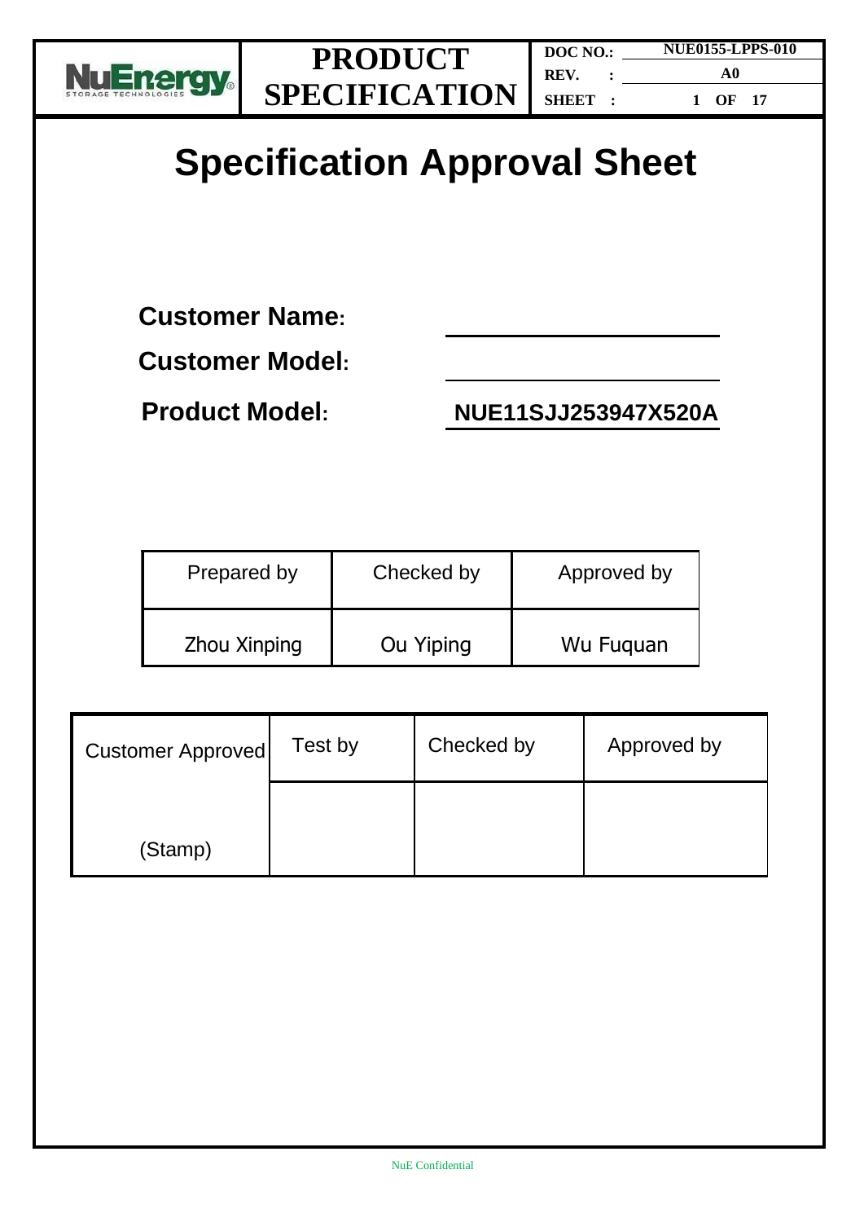# Specification Approval Sheet

**Customer Name:** ______________________

**Customer Model:** ______________________

**Product Model:** **NUE11SJJ253947X520A**

| Prepared by | Checked by | Approved by |
|---|---|---|
| Zhou Xinping | Ou Yiping | Wu Fuquan |

| Customer Approved | Test by | Checked by | Approved by |
|---|---|---|---|
| (Stamp) | | | |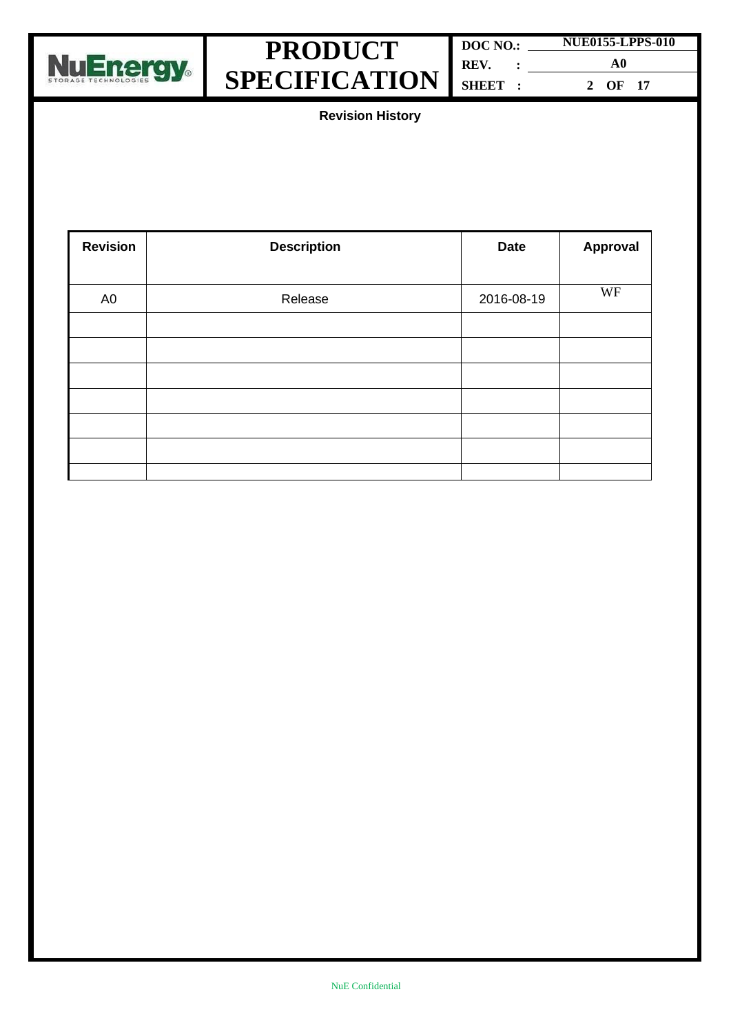## Revision History

| Revision | Description | Date | Approval |
|---|---|---|---|
| A0 | Release | 2016-08-19 | WF |
| | | | |
| | | | |
| | | | |
| | | | |
| | | | |
| | | | |
| | | | |

NuE Confidential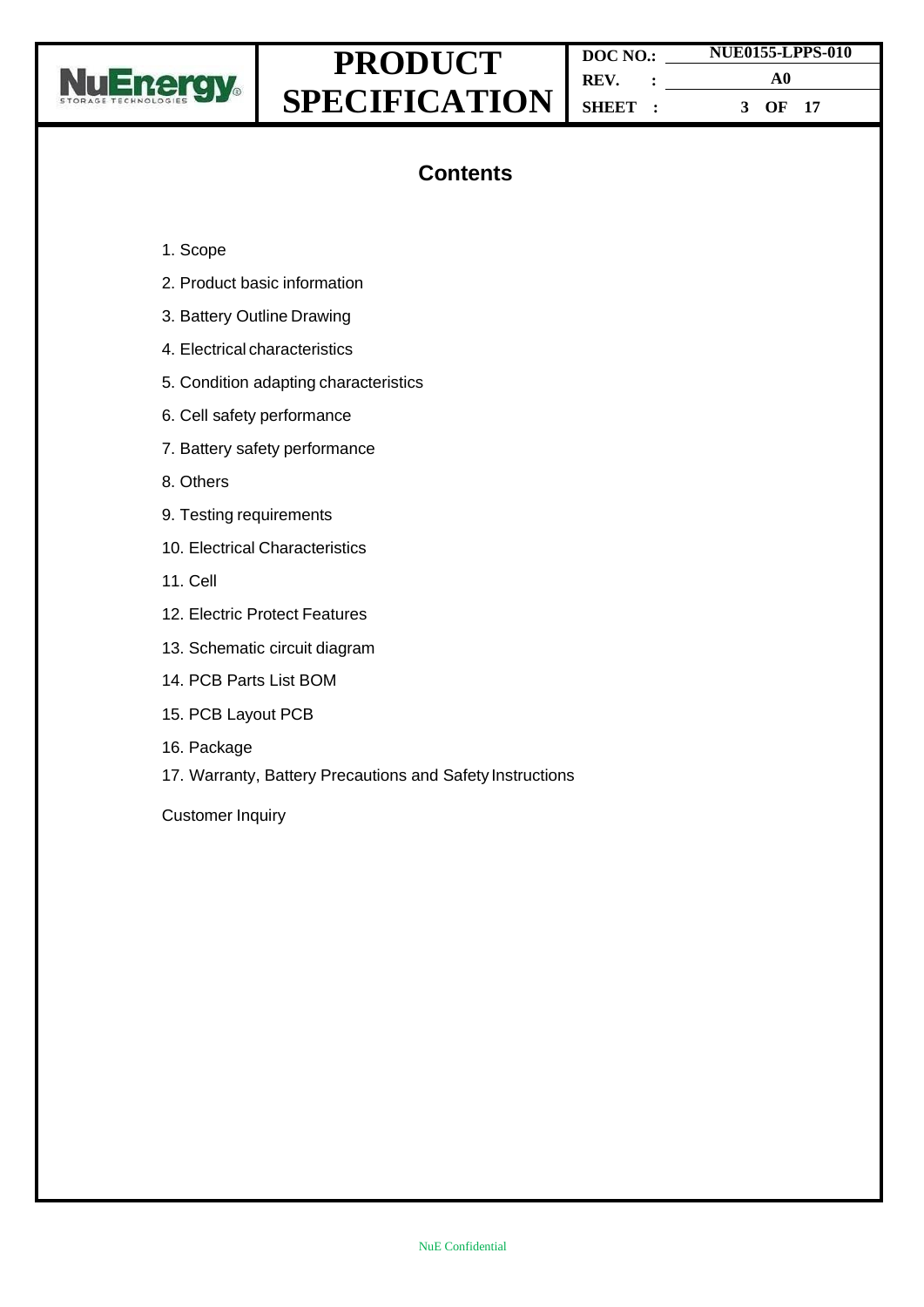# Contents

1. Scope
2. Product basic information
3. Battery Outline Drawing
4. Electrical characteristics
5. Condition adapting characteristics
6. Cell safety performance
7. Battery safety performance
8. Others
9. Testing requirements
10. Electrical Characteristics
11. Cell
12. Electric Protect Features
13. Schematic circuit diagram
14. PCB Parts List BOM
15. PCB Layout PCB
16. Package
17. Warranty, Battery Precautions and Safety Instructions

Customer Inquiry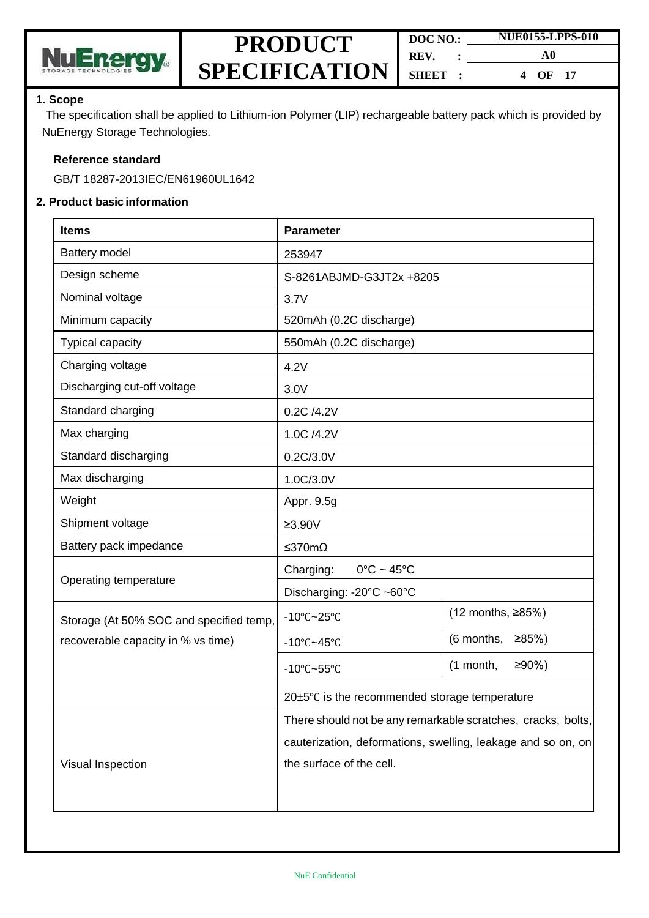## 1. Scope

The specification shall be applied to Lithium-ion Polymer (LIP) rechargeable battery pack which is provided by NuEnergy Storage Technologies.

**Reference standard**

GB/T 18287-2013IEC/EN61960UL1642

## 2. Product basic information

| Items | Parameter | |
|---|---|---|
| Battery model | 253947 | |
| Design scheme | S-8261ABJMD-G3JT2x +8205 | |
| Nominal voltage | 3.7V | |
| Minimum capacity | 520mAh (0.2C discharge) | |
| Typical capacity | 550mAh (0.2C discharge) | |
| Charging voltage | 4.2V | |
| Discharging cut-off voltage | 3.0V | |
| Standard charging | 0.2C /4.2V | |
| Max charging | 1.0C /4.2V | |
| Standard discharging | 0.2C/3.0V | |
| Max discharging | 1.0C/3.0V | |
| Weight | Appr. 9.5g | |
| Shipment voltage | ≥3.90V | |
| Battery pack impedance | ≤370mΩ | |
| Operating temperature | Charging: 0°C ~ 45°C | |
| | Discharging: -20°C ~60°C | |
| Storage (At 50% SOC and specified temp, recoverable capacity in % vs time) | -10℃~25℃ | (12 months, ≥85%) |
| | -10℃~45℃ | (6 months, ≥85%) |
| | -10℃~55℃ | (1 month, ≥90%) |
| | 20±5℃ is the recommended storage temperature | |
| Visual Inspection | There should not be any remarkable scratches, cracks, bolts, cauterization, deformations, swelling, leakage and so on, on the surface of the cell. | |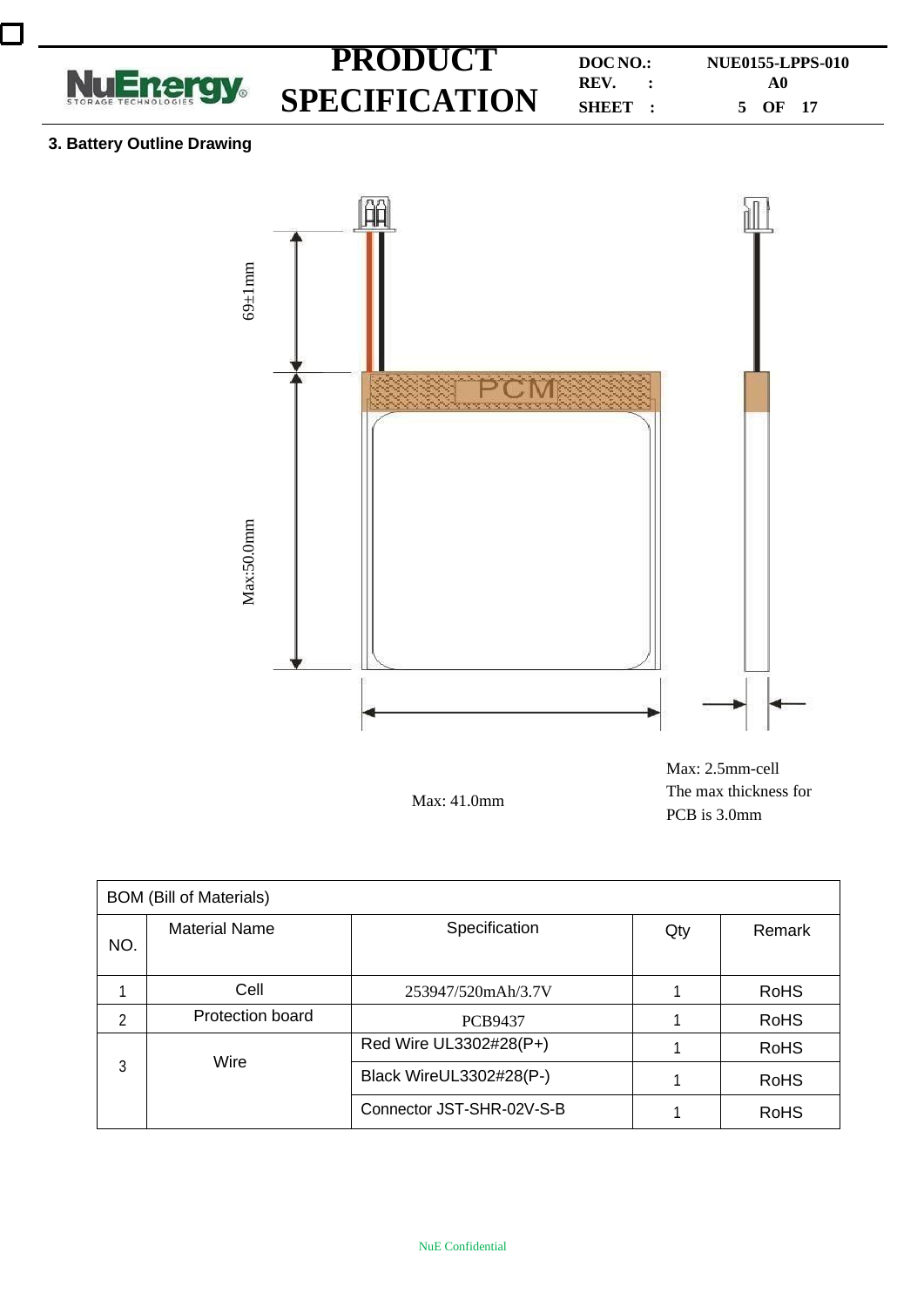## 3. Battery Outline Drawing

69±1mm

PCM

Max:50.0mm

Max: 41.0mm

Max: 2.5mm-cell
The max thickness for PCB is 3.0mm

| BOM (Bill of Materials) | | | | |
|---|---|---|---|---|
| NO. | Material Name | Specification | Qty | Remark |
| 1 | Cell | 253947/520mAh/3.7V | 1 | RoHS |
| 2 | Protection board | PCB9437 | 1 | RoHS |
| 3 | Wire | Red Wire UL3302#28(P+) | 1 | RoHS |
| | | Black WireUL3302#28(P-) | 1 | RoHS |
| | | Connector JST-SHR-02V-S-B | 1 | RoHS |

NuE Confidential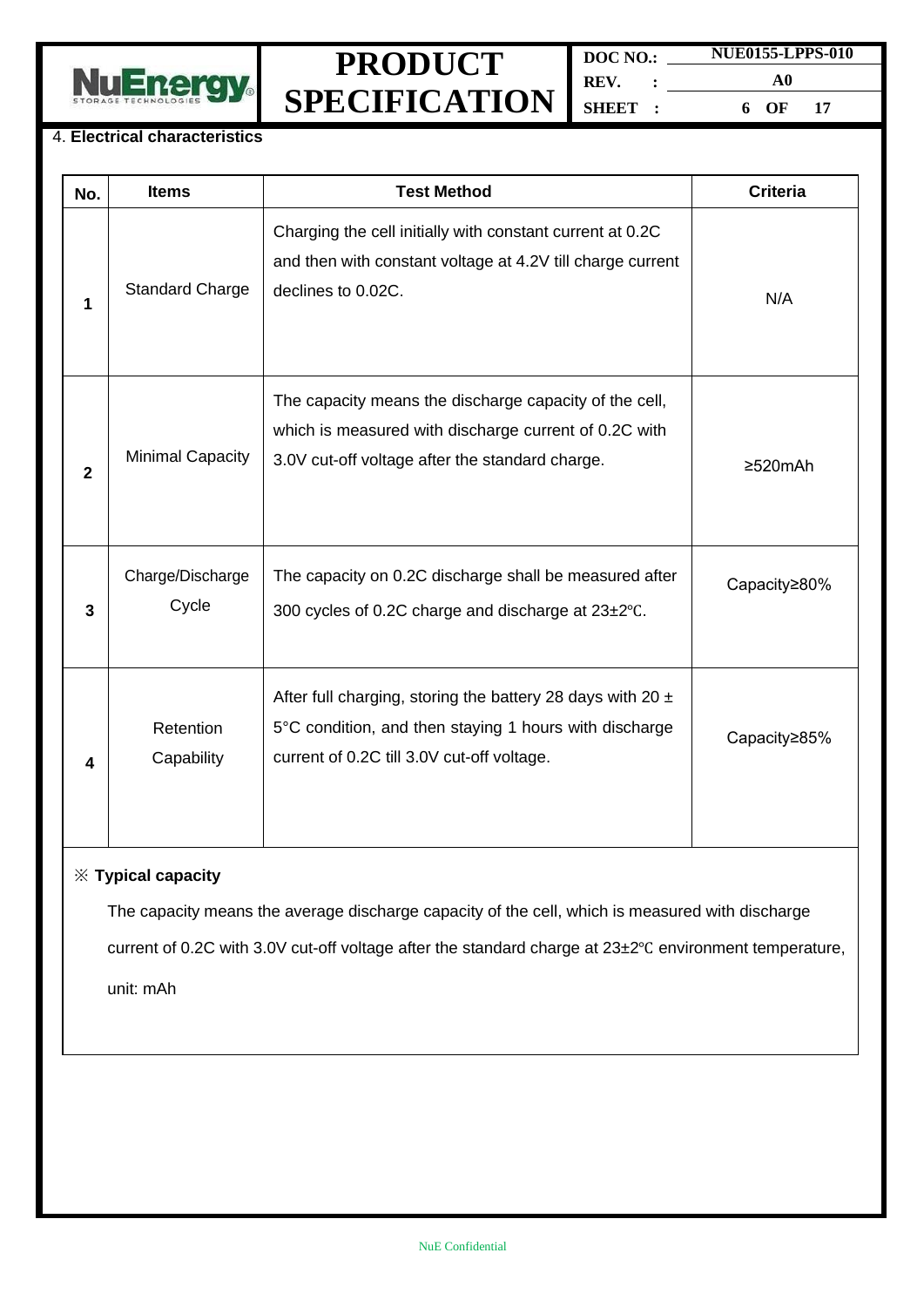4. **Electrical characteristics**

| No. | Items | Test Method | Criteria |
|---|---|---|---|
| 1 | Standard Charge | Charging the cell initially with constant current at 0.2C and then with constant voltage at 4.2V till charge current declines to 0.02C. | N/A |
| 2 | Minimal Capacity | The capacity means the discharge capacity of the cell, which is measured with discharge current of 0.2C with 3.0V cut-off voltage after the standard charge. | ≥520mAh |
| 3 | Charge/Discharge Cycle | The capacity on 0.2C discharge shall be measured after 300 cycles of 0.2C charge and discharge at 23±2℃. | Capacity≥80% |
| 4 | Retention Capability | After full charging, storing the battery 28 days with 20 ± 5°C condition, and then staying 1 hours with discharge current of 0.2C till 3.0V cut-off voltage. | Capacity≥85% |

※ **Typical capacity**

The capacity means the average discharge capacity of the cell, which is measured with discharge current of 0.2C with 3.0V cut-off voltage after the standard charge at 23±2℃ environment temperature, unit: mAh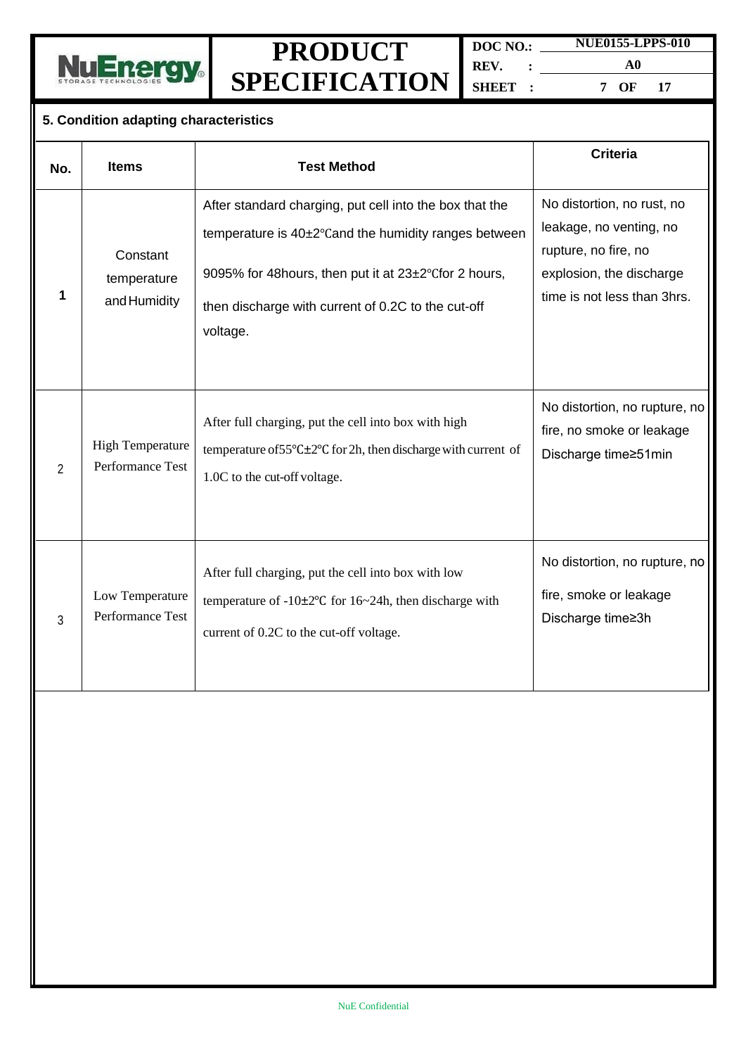## 5. Condition adapting characteristics

| No. | Items | Test Method | Criteria |
|---|---|---|---|
| 1 | Constant temperature and Humidity | After standard charging, put cell into the box that the temperature is 40±2℃and the humidity ranges between 9095% for 48hours, then put it at 23±2℃for 2 hours, then discharge with current of 0.2C to the cut-off voltage. | No distortion, no rust, no leakage, no venting, no rupture, no fire, no explosion, the discharge time is not less than 3hrs. |
| 2 | High Temperature Performance Test | After full charging, put the cell into box with high temperature of55℃±2℃ for 2h, then discharge with current of 1.0C to the cut-off voltage. | No distortion, no rupture, no fire, no smoke or leakage Discharge time≥51min |
| 3 | Low Temperature Performance Test | After full charging, put the cell into box with low temperature of -10±2℃ for 16~24h, then discharge with current of 0.2C to the cut-off voltage. | No distortion, no rupture, no fire, smoke or leakage Discharge time≥3h |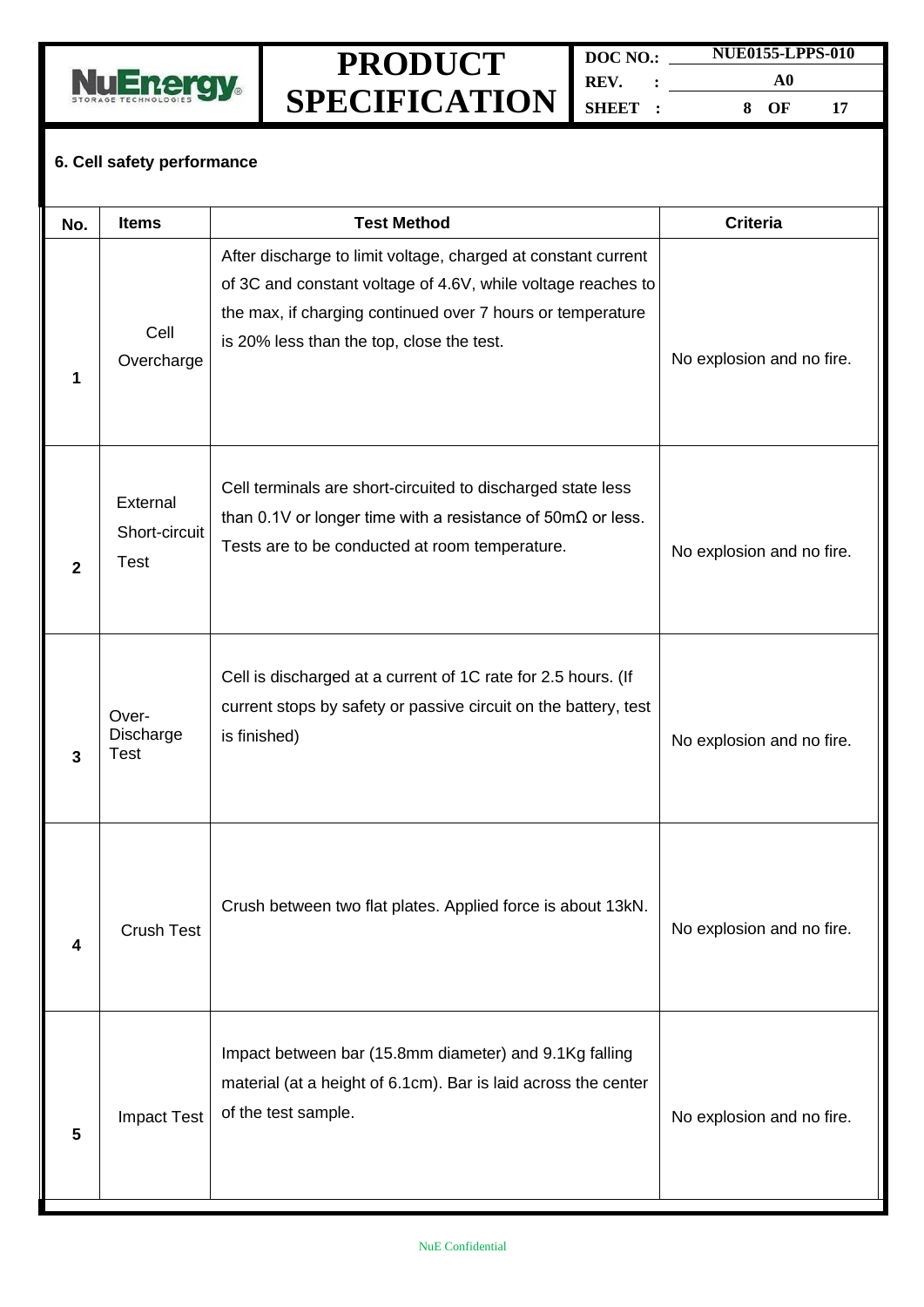## 6. Cell safety performance

| No. | Items | Test Method | Criteria |
|---|---|---|---|
| 1 | Cell Overcharge | After discharge to limit voltage, charged at constant current of 3C and constant voltage of 4.6V, while voltage reaches to the max, if charging continued over 7 hours or temperature is 20% less than the top, close the test. | No explosion and no fire. |
| 2 | External Short-circuit Test | Cell terminals are short-circuited to discharged state less than 0.1V or longer time with a resistance of 50mΩ or less. Tests are to be conducted at room temperature. | No explosion and no fire. |
| 3 | Over-Discharge Test | Cell is discharged at a current of 1C rate for 2.5 hours. (If current stops by safety or passive circuit on the battery, test is finished) | No explosion and no fire. |
| 4 | Crush Test | Crush between two flat plates. Applied force is about 13kN. | No explosion and no fire. |
| 5 | Impact Test | Impact between bar (15.8mm diameter) and 9.1Kg falling material (at a height of 6.1cm). Bar is laid across the center of the test sample. | No explosion and no fire. |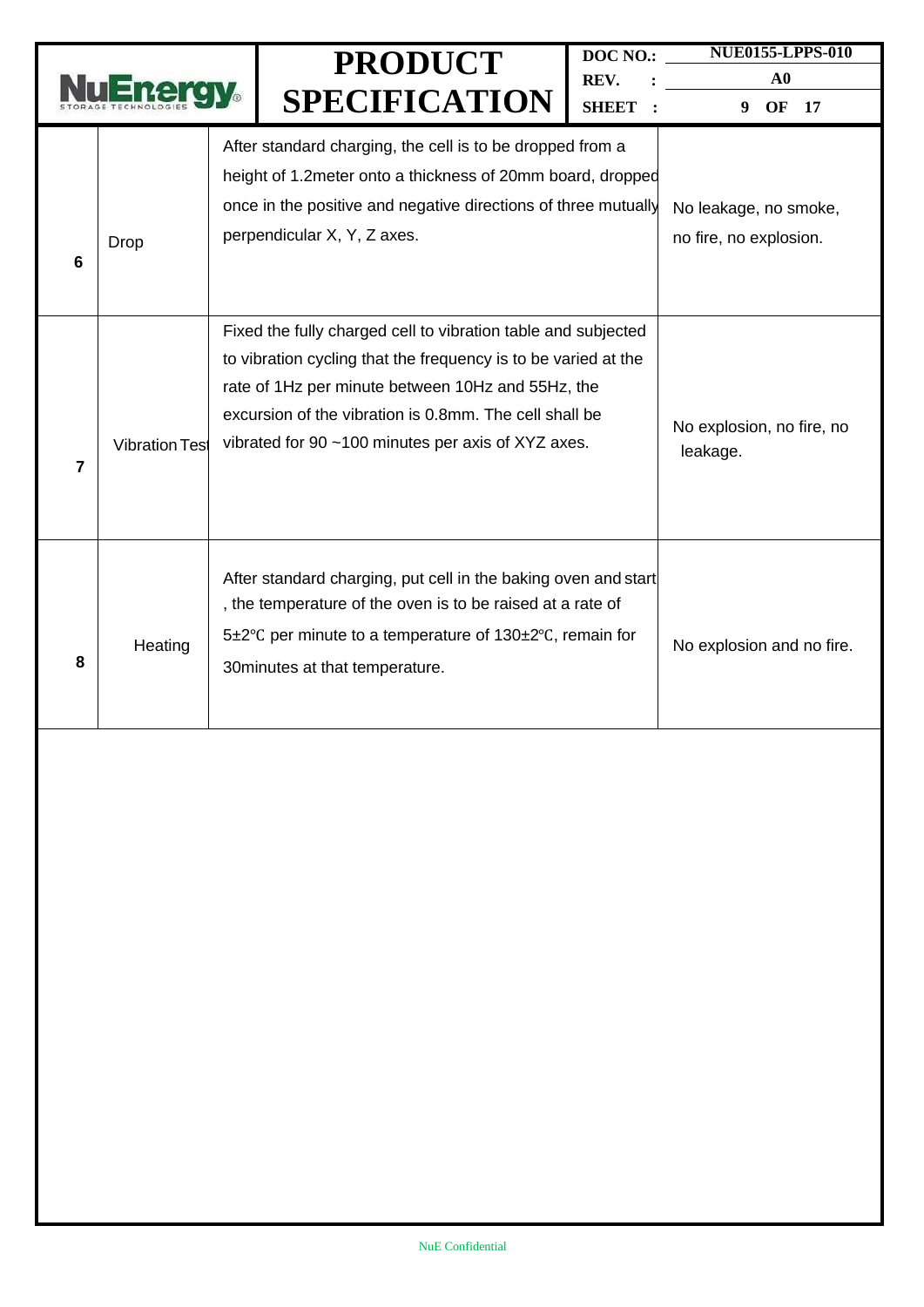| 6 | Drop | After standard charging, the cell is to be dropped from a height of 1.2meter onto a thickness of 20mm board, dropped once in the positive and negative directions of three mutually perpendicular X, Y, Z axes. | No leakage, no smoke, no fire, no explosion. |
|---|---|---|---|
| 7 | Vibration Test | Fixed the fully charged cell to vibration table and subjected to vibration cycling that the frequency is to be varied at the rate of 1Hz per minute between 10Hz and 55Hz, the excursion of the vibration is 0.8mm. The cell shall be vibrated for 90 ~100 minutes per axis of XYZ axes. | No explosion, no fire, no leakage. |
| 8 | Heating | After standard charging, put cell in the baking oven and start , the temperature of the oven is to be raised at a rate of 5±2℃ per minute to a temperature of 130±2℃, remain for 30minutes at that temperature. | No explosion and no fire. |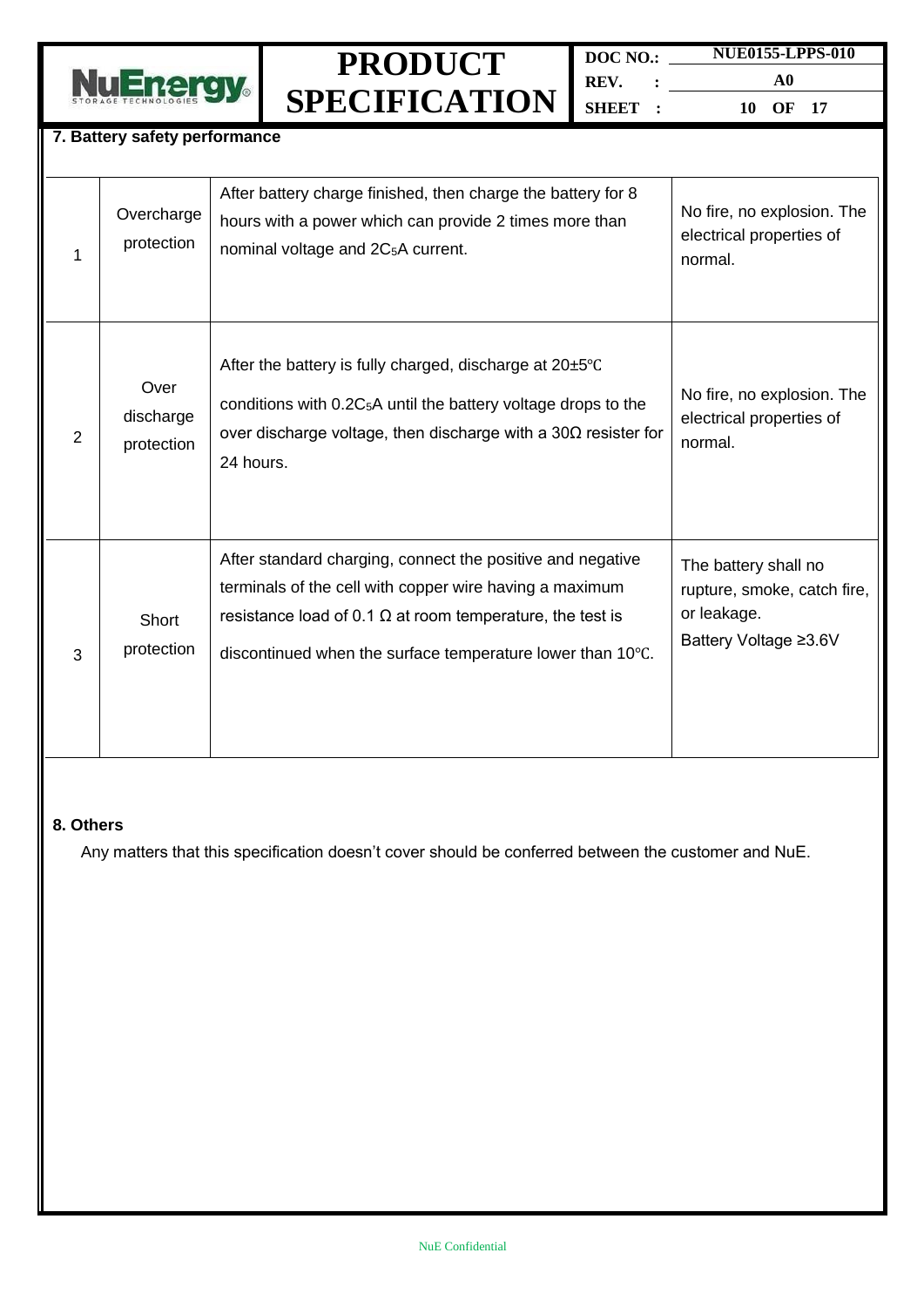## 7. Battery safety performance

| | | | |
|---|---|---|---|
| 1 | Overcharge protection | After battery charge finished, then charge the battery for 8 hours with a power which can provide 2 times more than nominal voltage and $2C_5A$ current. | No fire, no explosion. The electrical properties of normal. |
| 2 | Over discharge protection | After the battery is fully charged, discharge at 20±5℃ conditions with $0.2C_5A$ until the battery voltage drops to the over discharge voltage, then discharge with a 30Ω resister for 24 hours. | No fire, no explosion. The electrical properties of normal. |
| 3 | Short protection | After standard charging, connect the positive and negative terminals of the cell with copper wire having a maximum resistance load of 0.1 Ω at room temperature, the test is discontinued when the surface temperature lower than 10℃. | The battery shall no rupture, smoke, catch fire, or leakage.<br>Battery Voltage ≥3.6V |

## 8. Others

Any matters that this specification doesn't cover should be conferred between the customer and NuE.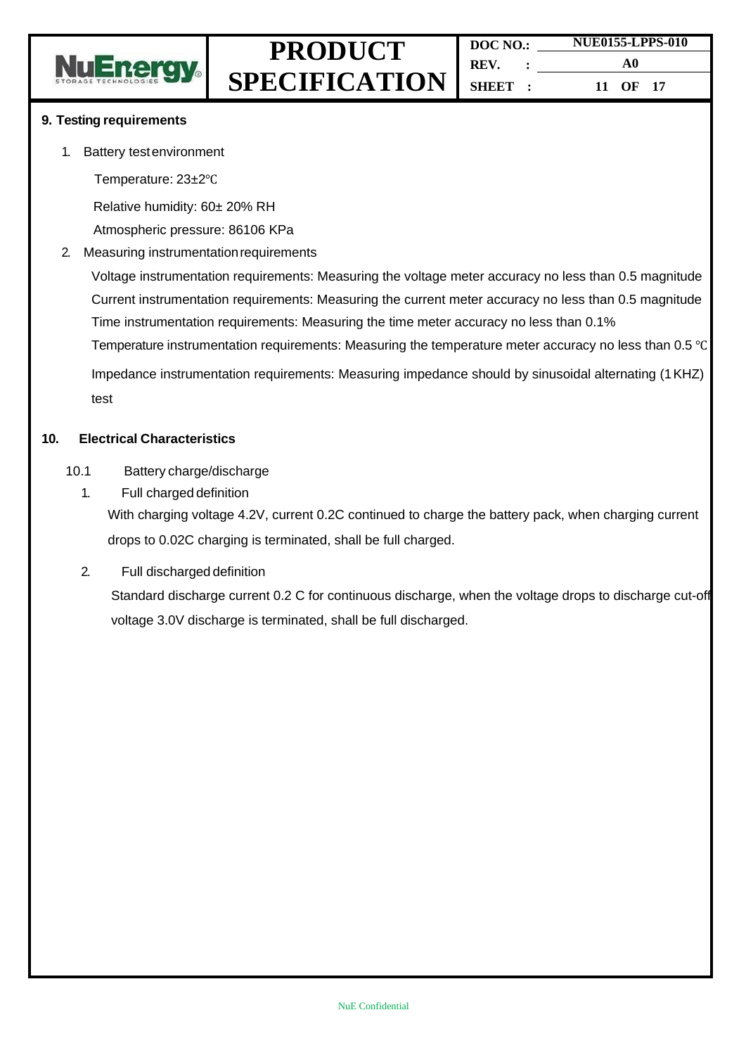## 9. Testing requirements

1. Battery test environment

   Temperature: 23±2℃

   Relative humidity: 60± 20% RH

   Atmospheric pressure: 86106 KPa

2. Measuring instrumentation requirements

   Voltage instrumentation requirements: Measuring the voltage meter accuracy no less than 0.5 magnitude

   Current instrumentation requirements: Measuring the current meter accuracy no less than 0.5 magnitude

   Time instrumentation requirements: Measuring the time meter accuracy no less than 0.1%

   Temperature instrumentation requirements: Measuring the temperature meter accuracy no less than 0.5 ℃

   Impedance instrumentation requirements: Measuring impedance should by sinusoidal alternating (1 KHZ) test

## 10. Electrical Characteristics

### 10.1 Battery charge/discharge

1. Full charged definition

   With charging voltage 4.2V, current 0.2C continued to charge the battery pack, when charging current drops to 0.02C charging is terminated, shall be full charged.

2. Full discharged definition

   Standard discharge current 0.2 C for continuous discharge, when the voltage drops to discharge cut-off voltage 3.0V discharge is terminated, shall be full discharged.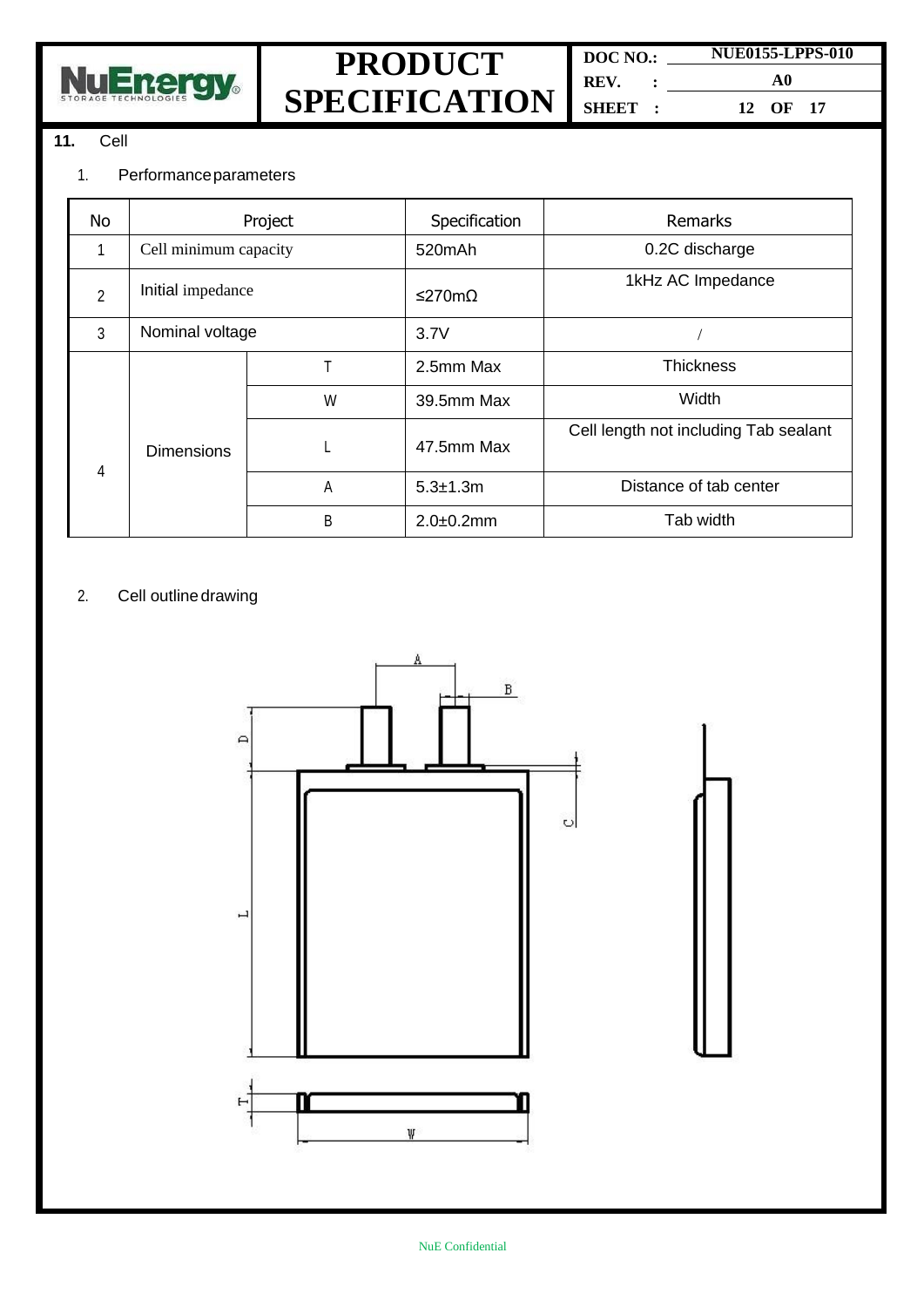**11.** Cell

1. Performance parameters

| No | Project | | Specification | Remarks |
|---|---|---|---|---|
| 1 | Cell minimum capacity | | 520mAh | 0.2C discharge |
| 2 | Initial impedance | | ≤270mΩ | 1kHz AC Impedance |
| 3 | Nominal voltage | | 3.7V | / |
| 4 | Dimensions | T | 2.5mm Max | Thickness |
| | | W | 39.5mm Max | Width |
| | | L | 47.5mm Max | Cell length not including Tab sealant |
| | | A | 5.3±1.3m | Distance of tab center |
| | | B | 2.0±0.2mm | Tab width |

2. Cell outline drawing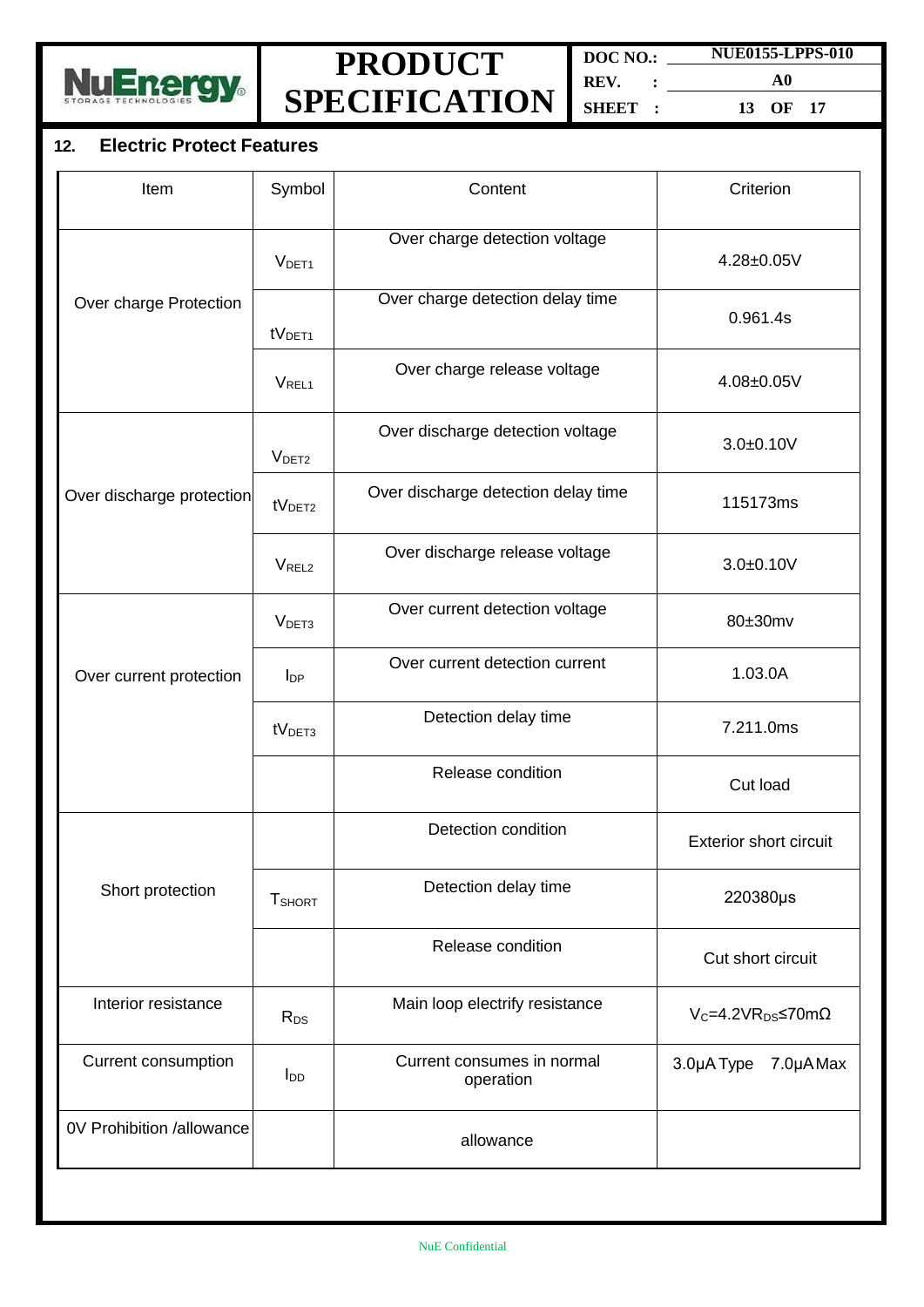## 12. Electric Protect Features

| Item | Symbol | Content | Criterion |
|---|---|---|---|
| Over charge Protection | $V_{DET1}$ | Over charge detection voltage | 4.28±0.05V |
| | $tV_{DET1}$ | Over charge detection delay time | 0.961.4s |
| | $V_{REL1}$ | Over charge release voltage | 4.08±0.05V |
| Over discharge protection | $V_{DET2}$ | Over discharge detection voltage | 3.0±0.10V |
| | $tV_{DET2}$ | Over discharge detection delay time | 115173ms |
| | $V_{REL2}$ | Over discharge release voltage | 3.0±0.10V |
| Over current protection | $V_{DET3}$ | Over current detection voltage | 80±30mv |
| | $I_{DP}$ | Over current detection current | 1.03.0A |
| | $tV_{DET3}$ | Detection delay time | 7.211.0ms |
| | | Release condition | Cut load |
| Short protection | | Detection condition | Exterior short circuit |
| | $T_{SHORT}$ | Detection delay time | 220380μs |
| | | Release condition | Cut short circuit |
| Interior resistance | $R_{DS}$ | Main loop electrify resistance | $V_C$=4.2V$R_{DS}$≤70mΩ |
| Current consumption | $I_{DD}$ | Current consumes in normal operation | 3.0μA Type 7.0μA Max |
| 0V Prohibition /allowance | | allowance | |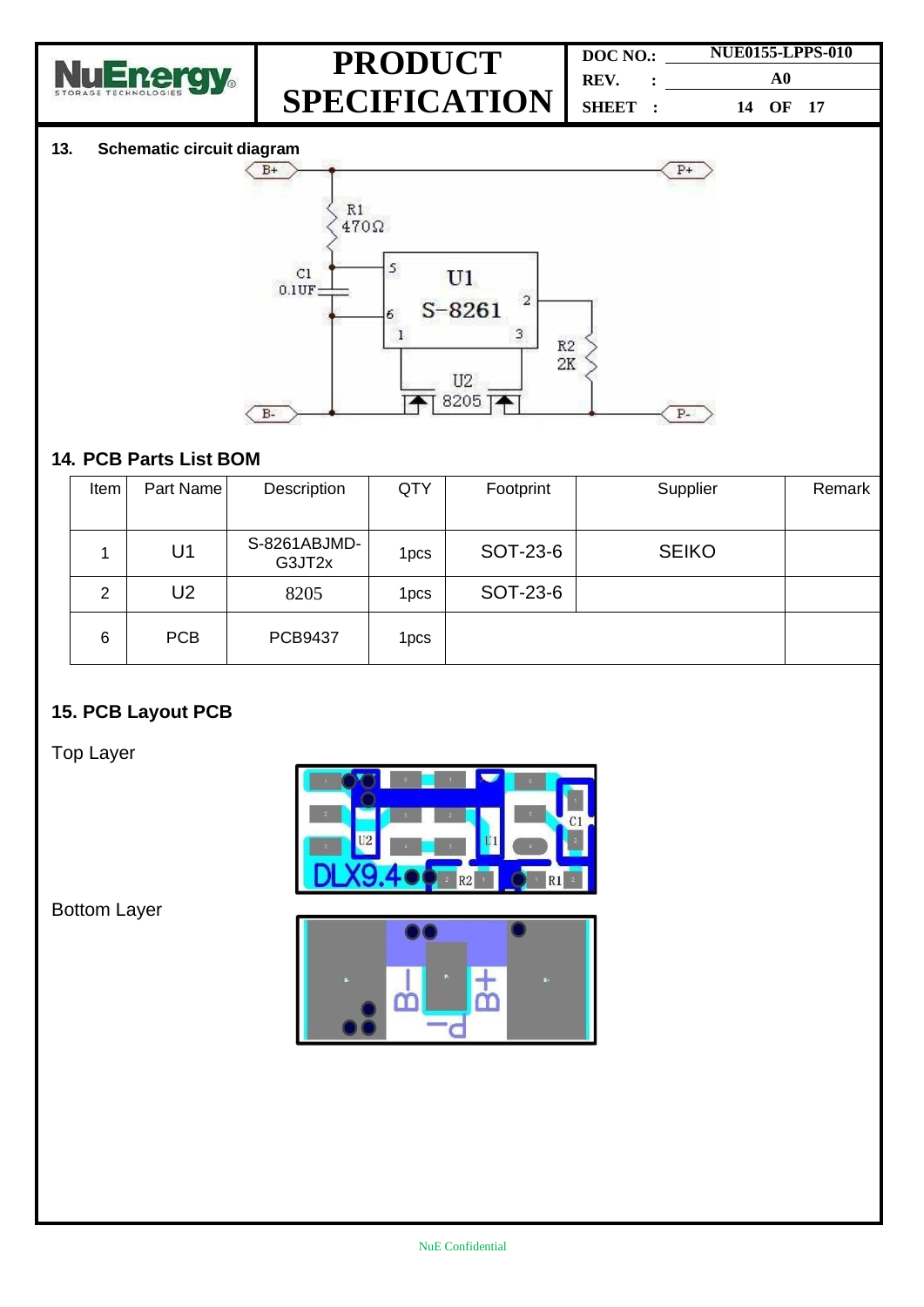## 13. Schematic circuit diagram

## 14. PCB Parts List BOM

| Item | Part Name | Description | QTY | Footprint | Supplier | Remark |
|---|---|---|---|---|---|---|
| 1 | U1 | S-8261ABJMD-G3JT2x | 1pcs | SOT-23-6 | SEIKO | |
| 2 | U2 | 8205 | 1pcs | SOT-23-6 | | |
| 6 | PCB | PCB9437 | 1pcs | | | |

## 15. PCB Layout PCB

Top Layer

Bottom Layer

<div align="center">NuE Confidential</div>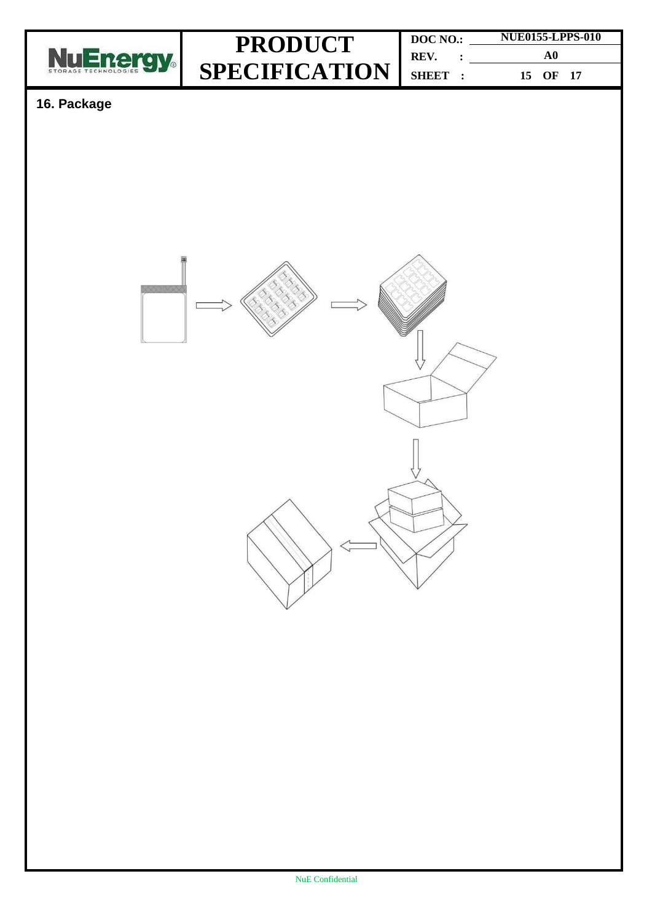## 16. Package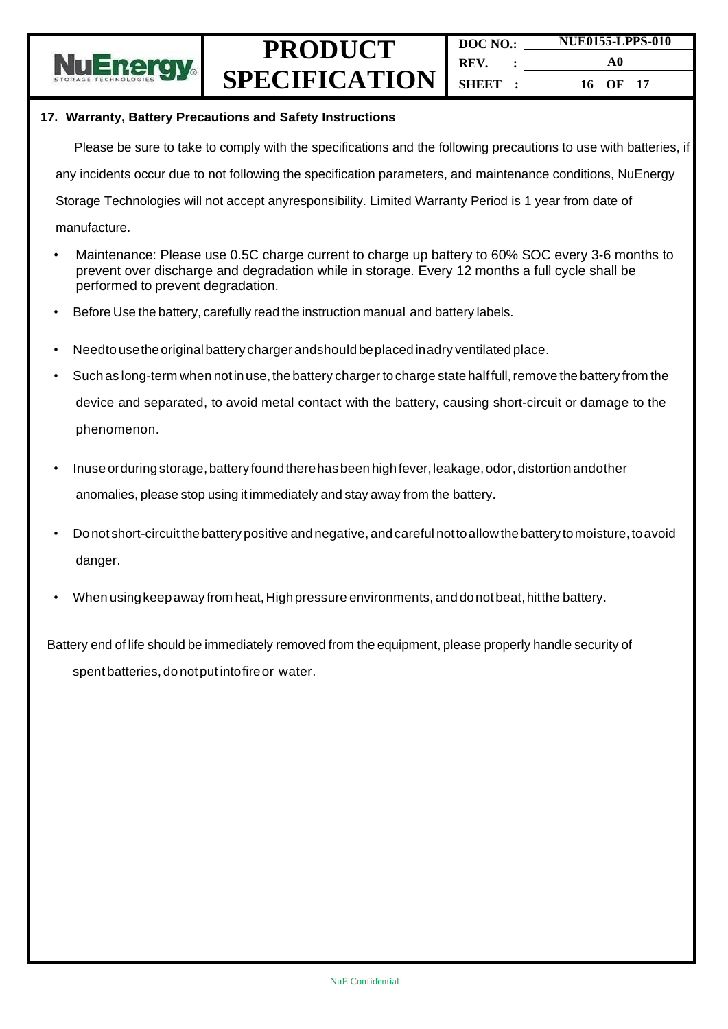## 17. Warranty, Battery Precautions and Safety Instructions

Please be sure to take to comply with the specifications and the following precautions to use with batteries, if any incidents occur due to not following the specification parameters, and maintenance conditions, NuEnergy Storage Technologies will not accept anyresponsibility. Limited Warranty Period is 1 year from date of manufacture.

- Maintenance: Please use 0.5C charge current to charge up battery to 60% SOC every 3-6 months to prevent over discharge and degradation while in storage. Every 12 months a full cycle shall be performed to prevent degradation.
- Before Use the battery, carefully read the instruction manual and battery labels.
- Needto usethe original battery charger andshould beplaced inadry ventilated place.
- Such as long-term when not in use, the battery charger to charge state half full, remove the battery from the device and separated, to avoid metal contact with the battery, causing short-circuit or damage to the phenomenon.
- Inuse orduring storage, battery found there has been high fever, leakage, odor, distortion andother anomalies, please stop using it immediately and stay away from the battery.
- Do not short-circuit the battery positive and negative, and careful not to allow the battery to moisture, to avoid danger.
- When using keep away from heat, High pressure environments, and do not beat, hit the battery.

Battery end of life should be immediately removed from the equipment, please properly handle security of spent batteries, do not put into fire or water.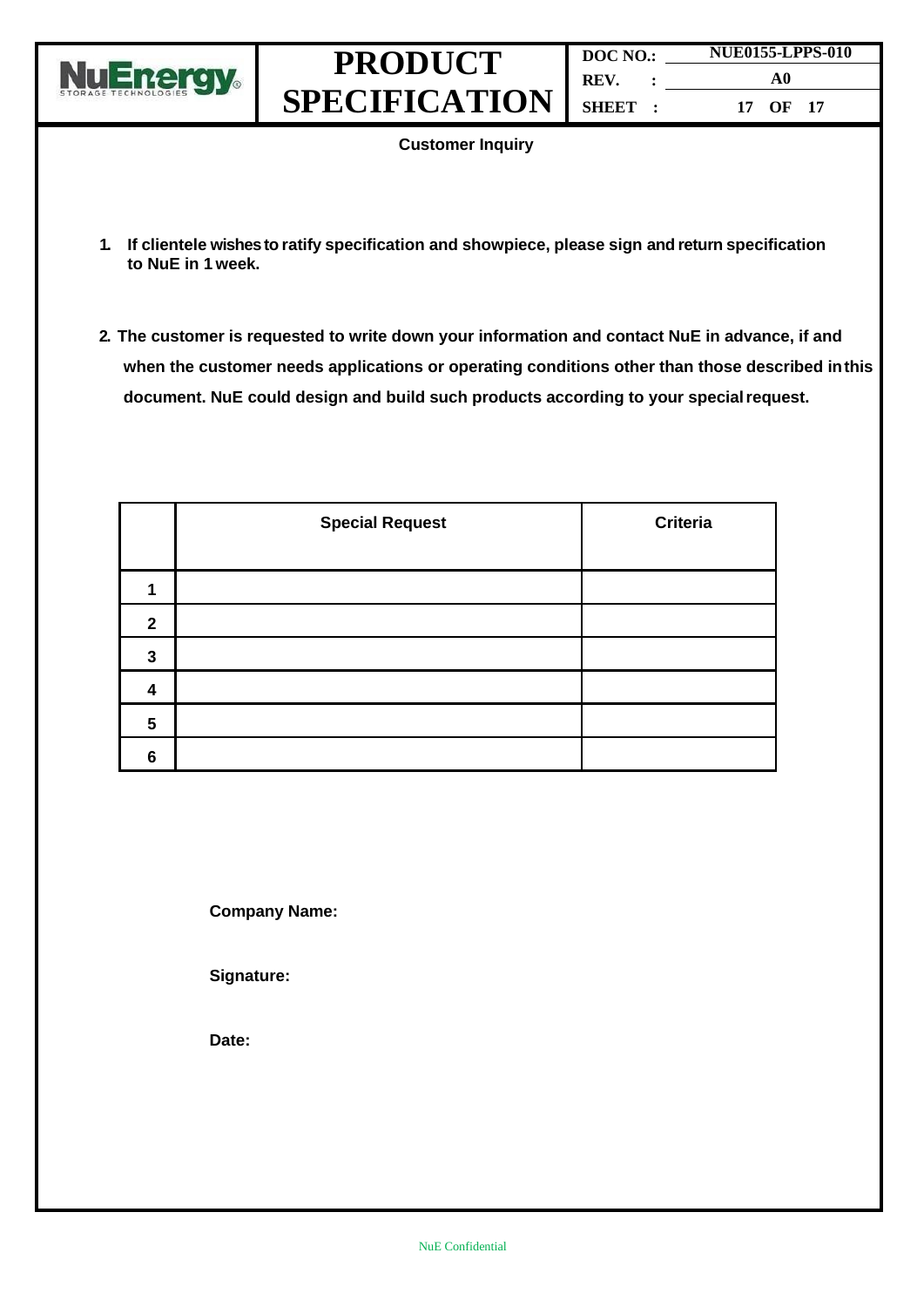## Customer Inquiry

1. **If clientele wishes to ratify specification and showpiece, please sign and return specification to NuE in 1 week.**

2. **The customer is requested to write down your information and contact NuE in advance, if and when the customer needs applications or operating conditions other than those described in this document. NuE could design and build such products according to your special request.**

| | **Special Request** | **Criteria** |
|---|---|---|
| **1** | | |
| **2** | | |
| **3** | | |
| **4** | | |
| **5** | | |
| **6** | | |

**Company Name:**

**Signature:**

**Date:**